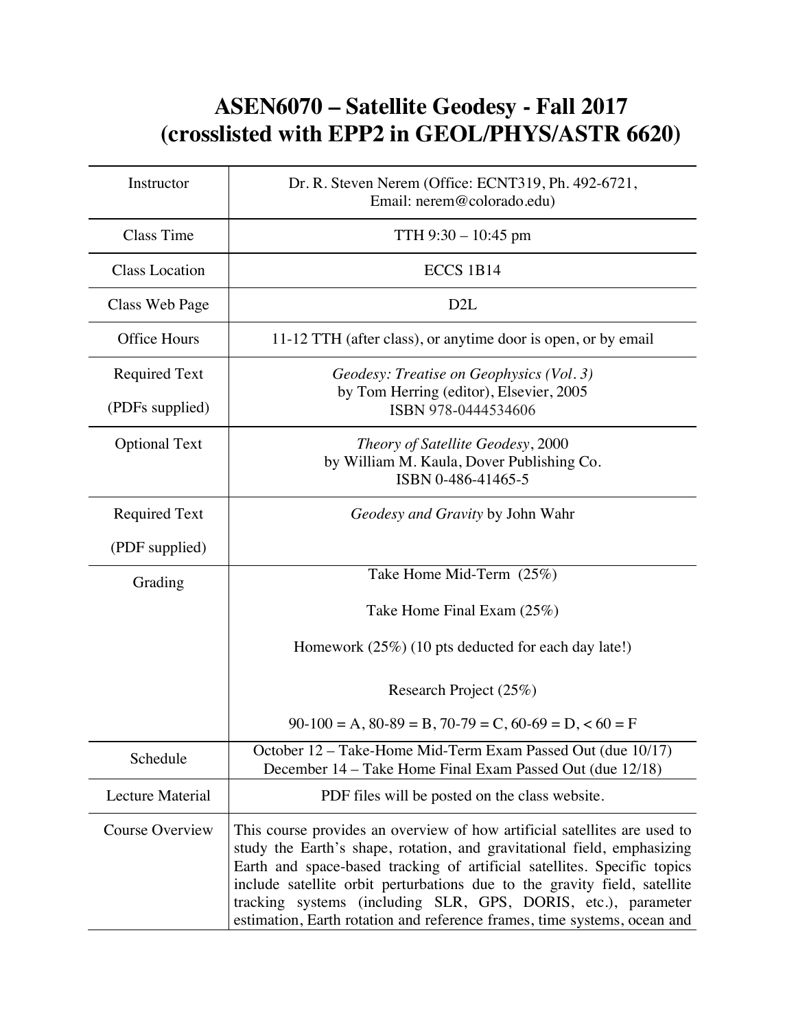# ASEN6070 – Satellite Geodesy - Fall 2017 (crosslisted with EPP2 in GEOL/PHYS/ASTR 6620)

| | |
|---|---|
| Instructor | Dr. R. Steven Nerem (Office: ECNT319, Ph. 492-6721, Email: nerem@colorado.edu) |
| Class Time | TTH 9:30 – 10:45 pm |
| Class Location | ECCS 1B14 |
| Class Web Page | D2L |
| Office Hours | 11-12 TTH (after class), or anytime door is open, or by email |
| Required Text (PDFs supplied) | *Geodesy: Treatise on Geophysics (Vol. 3)* by Tom Herring (editor), Elsevier, 2005 ISBN 978-0444534606 |
| Optional Text | *Theory of Satellite Geodesy*, 2000 by William M. Kaula, Dover Publishing Co. ISBN 0-486-41465-5 |
| Required Text (PDF supplied) | *Geodesy and Gravity* by John Wahr |
| Grading | Take Home Mid-Term (25%)<br>Take Home Final Exam (25%)<br>Homework (25%) (10 pts deducted for each day late!)<br>Research Project (25%)<br>90-100 = A, 80-89 = B, 70-79 = C, 60-69 = D, < 60 = F |
| Schedule | October 12 – Take-Home Mid-Term Exam Passed Out (due 10/17)<br>December 14 – Take Home Final Exam Passed Out (due 12/18) |
| Lecture Material | PDF files will be posted on the class website. |
| Course Overview | This course provides an overview of how artificial satellites are used to study the Earth's shape, rotation, and gravitational field, emphasizing Earth and space-based tracking of artificial satellites. Specific topics include satellite orbit perturbations due to the gravity field, satellite tracking systems (including SLR, GPS, DORIS, etc.), parameter estimation, Earth rotation and reference frames, time systems, ocean and |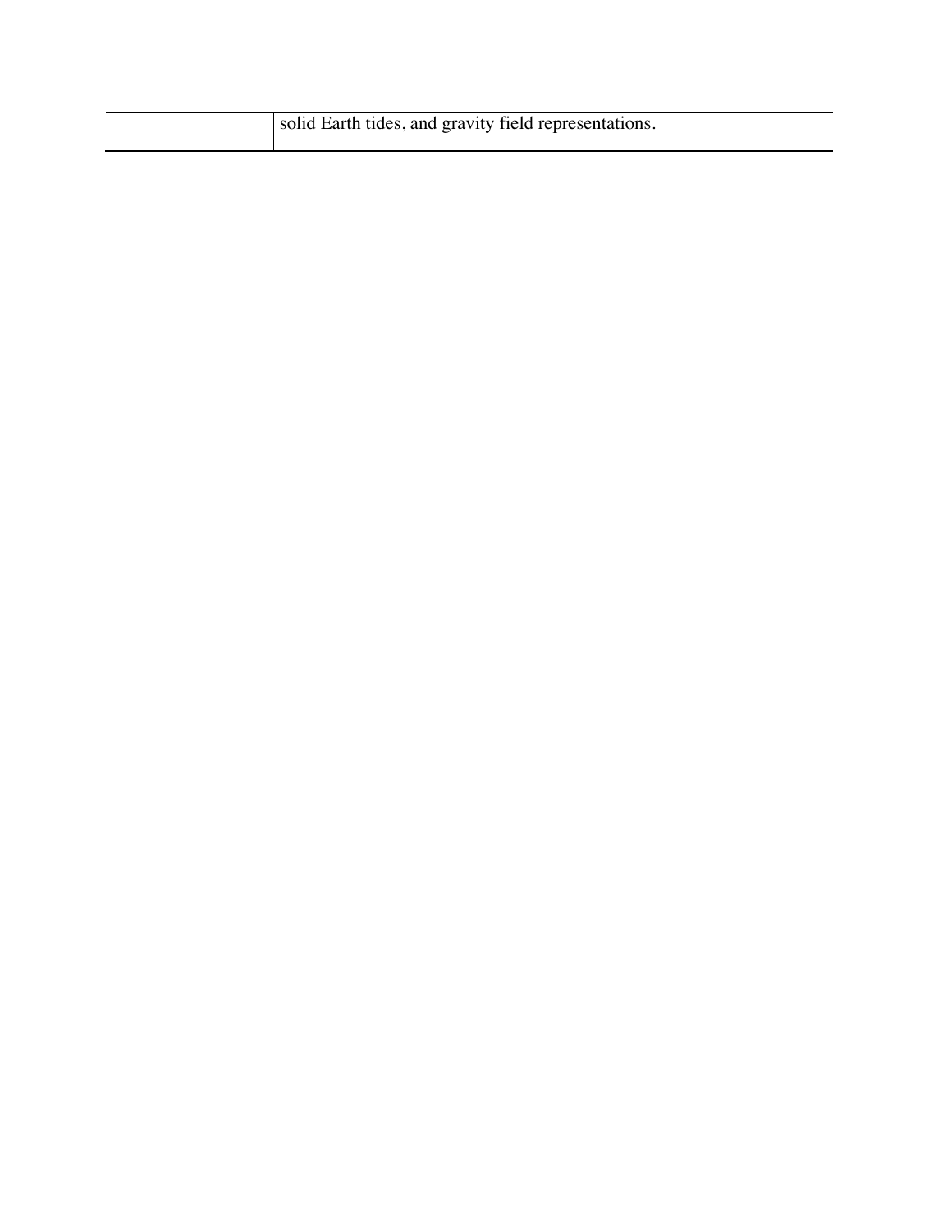| | |
|---|---|
| | solid Earth tides, and gravity field representations. |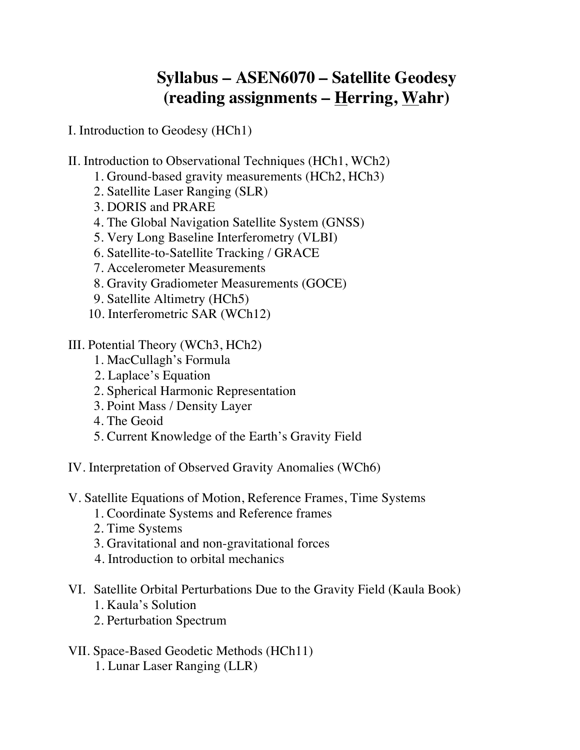# Syllabus – ASEN6070 – Satellite Geodesy (reading assignments – <u>H</u>erring, <u>W</u>ahr)

I. Introduction to Geodesy (HCh1)

II. Introduction to Observational Techniques (HCh1, WCh2)

1. Ground-based gravity measurements (HCh2, HCh3)
2. Satellite Laser Ranging (SLR)
3. DORIS and PRARE
4. The Global Navigation Satellite System (GNSS)
5. Very Long Baseline Interferometry (VLBI)
6. Satellite-to-Satellite Tracking / GRACE
7. Accelerometer Measurements
8. Gravity Gradiometer Measurements (GOCE)
9. Satellite Altimetry (HCh5)
10. Interferometric SAR (WCh12)

III. Potential Theory (WCh3, HCh2)

1. MacCullagh's Formula
2. Laplace's Equation
2. Spherical Harmonic Representation
3. Point Mass / Density Layer
4. The Geoid
5. Current Knowledge of the Earth's Gravity Field

IV. Interpretation of Observed Gravity Anomalies (WCh6)

V. Satellite Equations of Motion, Reference Frames, Time Systems

1. Coordinate Systems and Reference frames
2. Time Systems
3. Gravitational and non-gravitational forces
4. Introduction to orbital mechanics

VI. Satellite Orbital Perturbations Due to the Gravity Field (Kaula Book)

1. Kaula's Solution
2. Perturbation Spectrum

VII. Space-Based Geodetic Methods (HCh11)

1. Lunar Laser Ranging (LLR)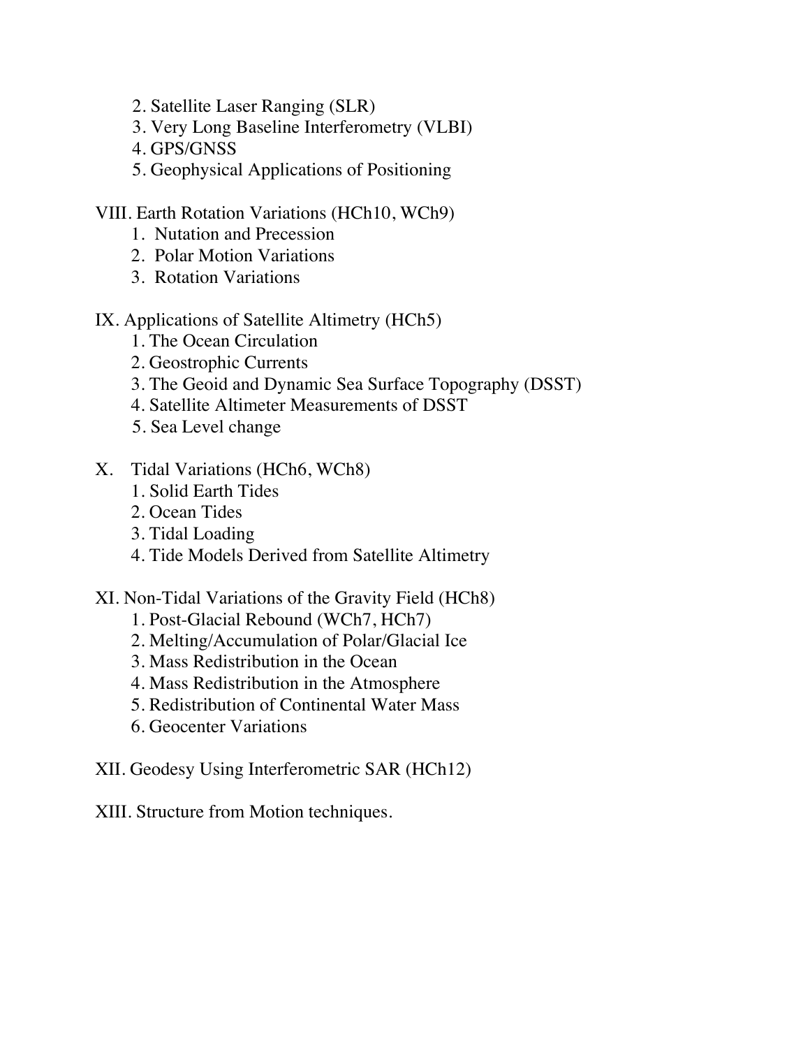2. Satellite Laser Ranging (SLR)
3. Very Long Baseline Interferometry (VLBI)
4. GPS/GNSS
5. Geophysical Applications of Positioning

VIII. Earth Rotation Variations (HCh10, WCh9)

1. Nutation and Precession
2. Polar Motion Variations
3. Rotation Variations

IX. Applications of Satellite Altimetry (HCh5)

1. The Ocean Circulation
2. Geostrophic Currents
3. The Geoid and Dynamic Sea Surface Topography (DSST)
4. Satellite Altimeter Measurements of DSST
5. Sea Level change

X. Tidal Variations (HCh6, WCh8)

1. Solid Earth Tides
2. Ocean Tides
3. Tidal Loading
4. Tide Models Derived from Satellite Altimetry

XI. Non-Tidal Variations of the Gravity Field (HCh8)

1. Post-Glacial Rebound (WCh7, HCh7)
2. Melting/Accumulation of Polar/Glacial Ice
3. Mass Redistribution in the Ocean
4. Mass Redistribution in the Atmosphere
5. Redistribution of Continental Water Mass
6. Geocenter Variations

XII. Geodesy Using Interferometric SAR (HCh12)

XIII. Structure from Motion techniques.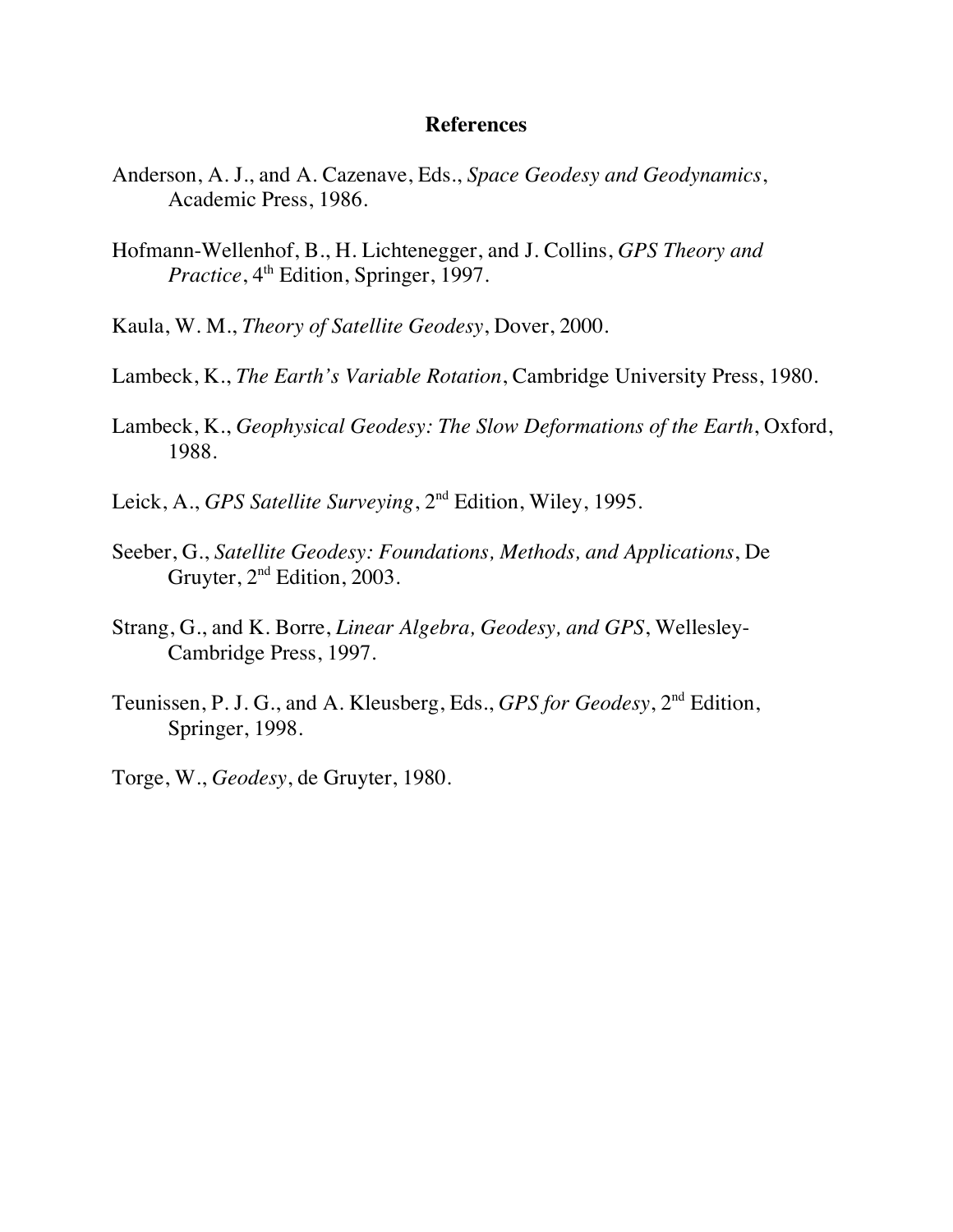## References

Anderson, A. J., and A. Cazenave, Eds., *Space Geodesy and Geodynamics*, Academic Press, 1986.

Hofmann-Wellenhof, B., H. Lichtenegger, and J. Collins, *GPS Theory and Practice*, 4th Edition, Springer, 1997.

Kaula, W. M., *Theory of Satellite Geodesy*, Dover, 2000.

Lambeck, K., *The Earth's Variable Rotation*, Cambridge University Press, 1980.

Lambeck, K., *Geophysical Geodesy: The Slow Deformations of the Earth*, Oxford, 1988.

Leick, A., *GPS Satellite Surveying*, 2nd Edition, Wiley, 1995.

Seeber, G., *Satellite Geodesy: Foundations, Methods, and Applications*, De Gruyter, 2nd Edition, 2003.

Strang, G., and K. Borre, *Linear Algebra, Geodesy, and GPS*, Wellesley-Cambridge Press, 1997.

Teunissen, P. J. G., and A. Kleusberg, Eds., *GPS for Geodesy*, 2nd Edition, Springer, 1998.

Torge, W., *Geodesy*, de Gruyter, 1980.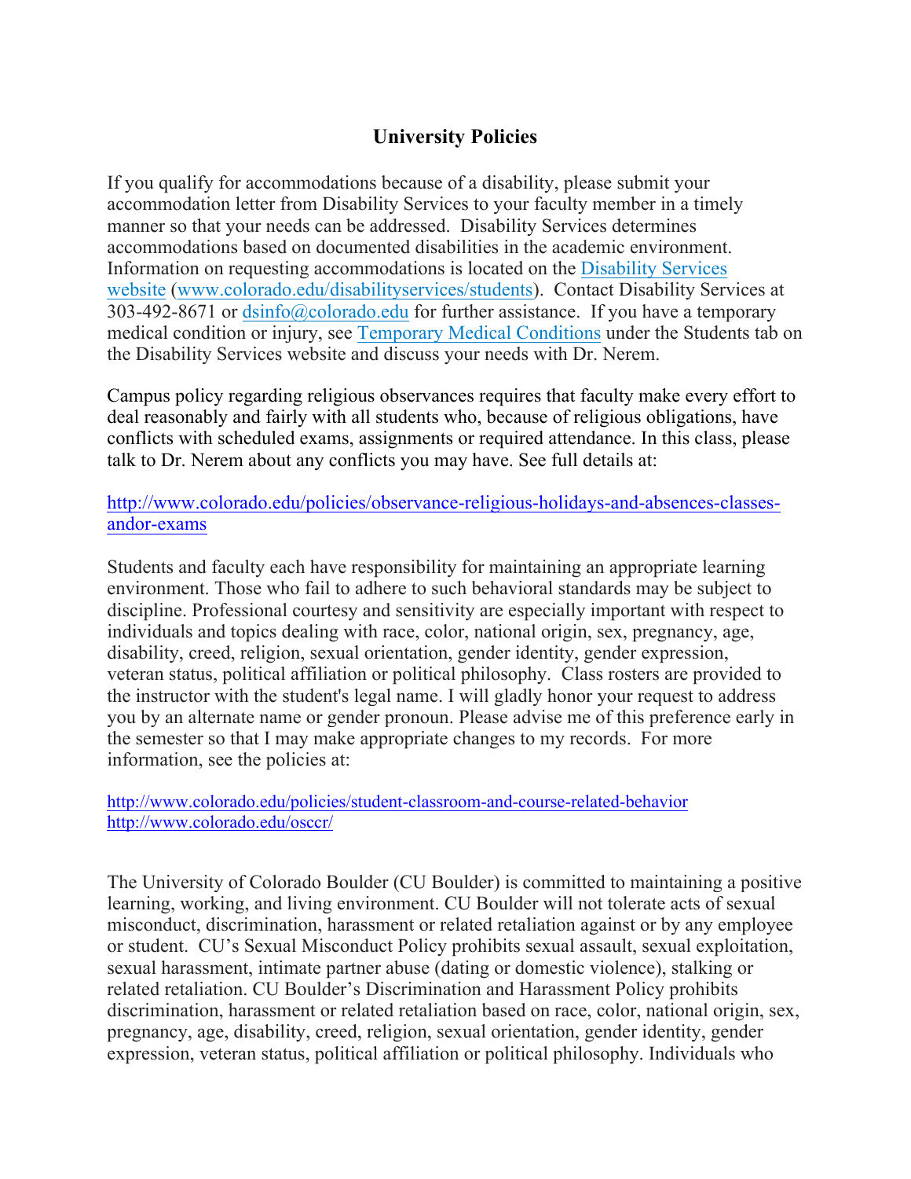## University Policies

If you qualify for accommodations because of a disability, please submit your accommodation letter from Disability Services to your faculty member in a timely manner so that your needs can be addressed. Disability Services determines accommodations based on documented disabilities in the academic environment. Information on requesting accommodations is located on the [Disability Services website](www.colorado.edu/disabilityservices/students) (www.colorado.edu/disabilityservices/students). Contact Disability Services at 303-492-8671 or dsinfo@colorado.edu for further assistance. If you have a temporary medical condition or injury, see Temporary Medical Conditions under the Students tab on the Disability Services website and discuss your needs with Dr. Nerem.

Campus policy regarding religious observances requires that faculty make every effort to deal reasonably and fairly with all students who, because of religious obligations, have conflicts with scheduled exams, assignments or required attendance. In this class, please talk to Dr. Nerem about any conflicts you may have. See full details at:

http://www.colorado.edu/policies/observance-religious-holidays-and-absences-classes-andor-exams

Students and faculty each have responsibility for maintaining an appropriate learning environment. Those who fail to adhere to such behavioral standards may be subject to discipline. Professional courtesy and sensitivity are especially important with respect to individuals and topics dealing with race, color, national origin, sex, pregnancy, age, disability, creed, religion, sexual orientation, gender identity, gender expression, veteran status, political affiliation or political philosophy. Class rosters are provided to the instructor with the student's legal name. I will gladly honor your request to address you by an alternate name or gender pronoun. Please advise me of this preference early in the semester so that I may make appropriate changes to my records. For more information, see the policies at:

http://www.colorado.edu/policies/student-classroom-and-course-related-behavior
http://www.colorado.edu/osccr/

The University of Colorado Boulder (CU Boulder) is committed to maintaining a positive learning, working, and living environment. CU Boulder will not tolerate acts of sexual misconduct, discrimination, harassment or related retaliation against or by any employee or student. CU's Sexual Misconduct Policy prohibits sexual assault, sexual exploitation, sexual harassment, intimate partner abuse (dating or domestic violence), stalking or related retaliation. CU Boulder's Discrimination and Harassment Policy prohibits discrimination, harassment or related retaliation based on race, color, national origin, sex, pregnancy, age, disability, creed, religion, sexual orientation, gender identity, gender expression, veteran status, political affiliation or political philosophy. Individuals who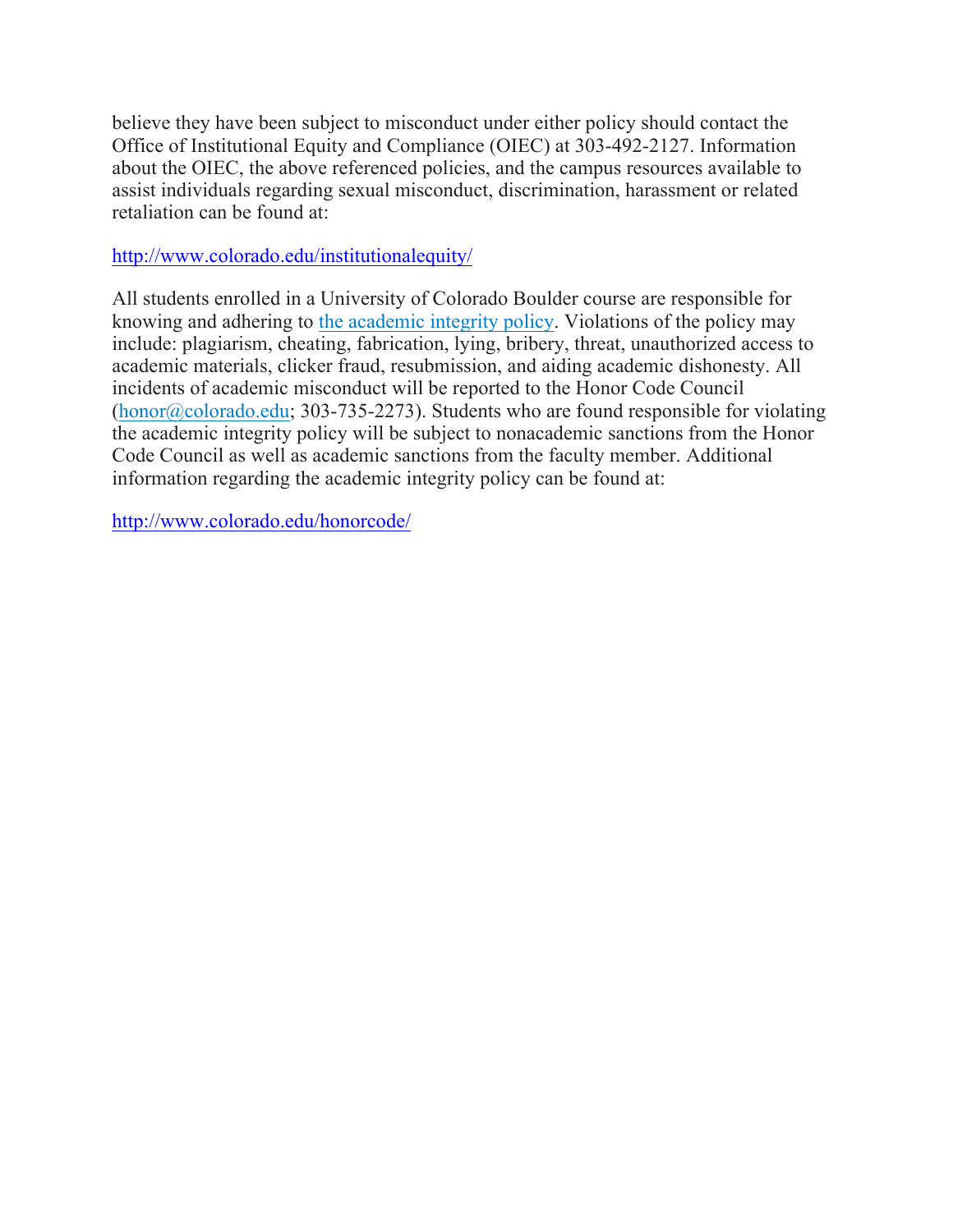believe they have been subject to misconduct under either policy should contact the Office of Institutional Equity and Compliance (OIEC) at 303-492-2127. Information about the OIEC, the above referenced policies, and the campus resources available to assist individuals regarding sexual misconduct, discrimination, harassment or related retaliation can be found at:

http://www.colorado.edu/institutionalequity/

All students enrolled in a University of Colorado Boulder course are responsible for knowing and adhering to the academic integrity policy. Violations of the policy may include: plagiarism, cheating, fabrication, lying, bribery, threat, unauthorized access to academic materials, clicker fraud, resubmission, and aiding academic dishonesty. All incidents of academic misconduct will be reported to the Honor Code Council (honor@colorado.edu; 303-735-2273). Students who are found responsible for violating the academic integrity policy will be subject to nonacademic sanctions from the Honor Code Council as well as academic sanctions from the faculty member. Additional information regarding the academic integrity policy can be found at:

http://www.colorado.edu/honorcode/